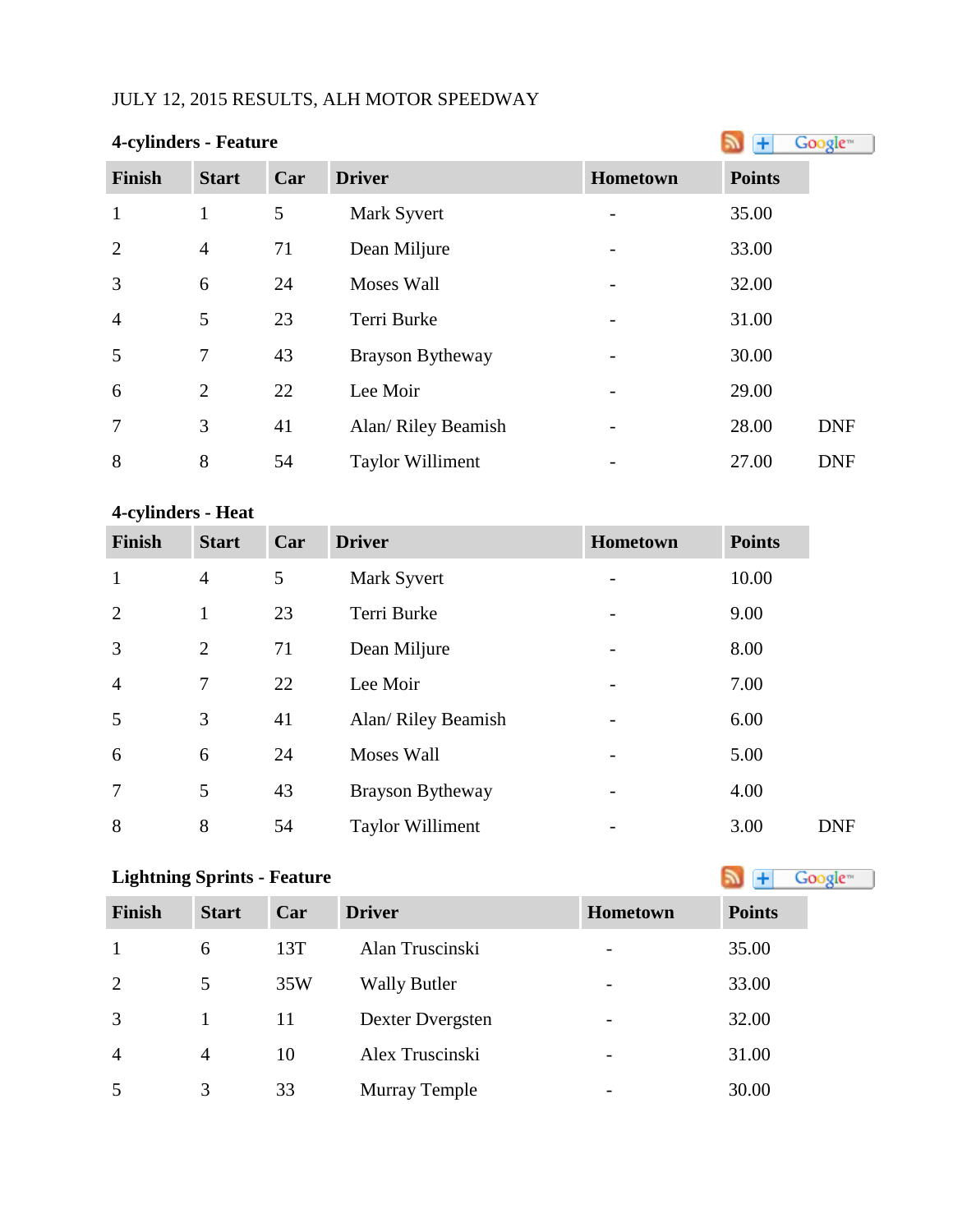JULY 12, 2015 RESULTS, ALH MOTOR SPEEDWAY

**4-cylinders - Feature**

| Finish | Start | Car | Driver | Hometown | Points | |
|---|---|---|---|---|---|---|
| 1 | 1 | 5 | Mark Syvert | - | 35.00 | |
| 2 | 4 | 71 | Dean Miljure | - | 33.00 | |
| 3 | 6 | 24 | Moses Wall | - | 32.00 | |
| 4 | 5 | 23 | Terri Burke | - | 31.00 | |
| 5 | 7 | 43 | Brayson Bytheway | - | 30.00 | |
| 6 | 2 | 22 | Lee Moir | - | 29.00 | |
| 7 | 3 | 41 | Alan/ Riley Beamish | - | 28.00 | DNF |
| 8 | 8 | 54 | Taylor Williment | - | 27.00 | DNF |

**4-cylinders - Heat**

| Finish | Start | Car | Driver | Hometown | Points | |
|---|---|---|---|---|---|---|
| 1 | 4 | 5 | Mark Syvert | - | 10.00 | |
| 2 | 1 | 23 | Terri Burke | - | 9.00 | |
| 3 | 2 | 71 | Dean Miljure | - | 8.00 | |
| 4 | 7 | 22 | Lee Moir | - | 7.00 | |
| 5 | 3 | 41 | Alan/ Riley Beamish | - | 6.00 | |
| 6 | 6 | 24 | Moses Wall | - | 5.00 | |
| 7 | 5 | 43 | Brayson Bytheway | - | 4.00 | |
| 8 | 8 | 54 | Taylor Williment | - | 3.00 | DNF |

**Lightning Sprints - Feature**

| Finish | Start | Car | Driver | Hometown | Points |
|---|---|---|---|---|---|
| 1 | 6 | 13T | Alan Truscinski | - | 35.00 |
| 2 | 5 | 35W | Wally Butler | - | 33.00 |
| 3 | 1 | 11 | Dexter Dvergsten | - | 32.00 |
| 4 | 4 | 10 | Alex Truscinski | - | 31.00 |
| 5 | 3 | 33 | Murray Temple | - | 30.00 |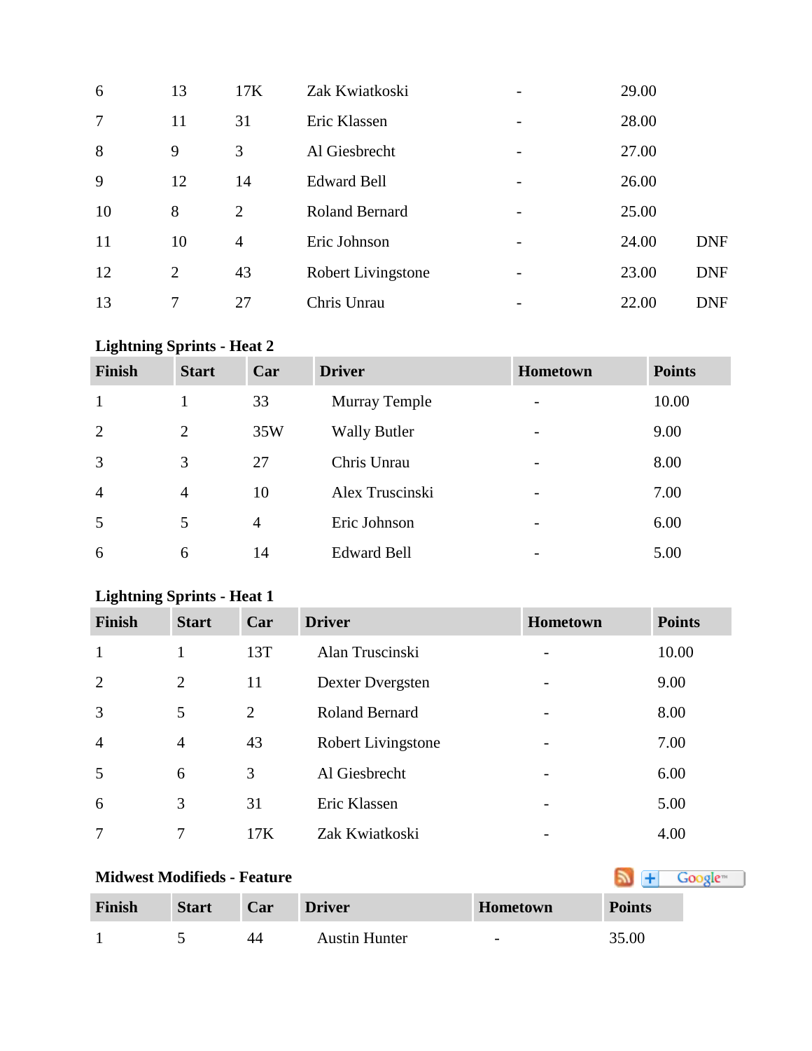| 6 | 13 | 17K | Zak Kwiatkoski | - | 29.00 | |
|---|---|---|---|---|---|---|
| 7 | 11 | 31 | Eric Klassen | - | 28.00 | |
| 8 | 9 | 3 | Al Giesbrecht | - | 27.00 | |
| 9 | 12 | 14 | Edward Bell | - | 26.00 | |
| 10 | 8 | 2 | Roland Bernard | - | 25.00 | |
| 11 | 10 | 4 | Eric Johnson | - | 24.00 | DNF |
| 12 | 2 | 43 | Robert Livingstone | - | 23.00 | DNF |
| 13 | 7 | 27 | Chris Unrau | - | 22.00 | DNF |

**Lightning Sprints - Heat 2**

| Finish | Start | Car | Driver | Hometown | Points |
|---|---|---|---|---|---|
| 1 | 1 | 33 | Murray Temple | - | 10.00 |
| 2 | 2 | 35W | Wally Butler | - | 9.00 |
| 3 | 3 | 27 | Chris Unrau | - | 8.00 |
| 4 | 4 | 10 | Alex Truscinski | - | 7.00 |
| 5 | 5 | 4 | Eric Johnson | - | 6.00 |
| 6 | 6 | 14 | Edward Bell | - | 5.00 |

**Lightning Sprints - Heat 1**

| Finish | Start | Car | Driver | Hometown | Points |
|---|---|---|---|---|---|
| 1 | 1 | 13T | Alan Truscinski | - | 10.00 |
| 2 | 2 | 11 | Dexter Dvergsten | - | 9.00 |
| 3 | 5 | 2 | Roland Bernard | - | 8.00 |
| 4 | 4 | 43 | Robert Livingstone | - | 7.00 |
| 5 | 6 | 3 | Al Giesbrecht | - | 6.00 |
| 6 | 3 | 31 | Eric Klassen | - | 5.00 |
| 7 | 7 | 17K | Zak Kwiatkoski | - | 4.00 |

**Midwest Modifieds - Feature**

| Finish | Start | Car | Driver | Hometown | Points |
|---|---|---|---|---|---|
| 1 | 5 | 44 | Austin Hunter | - | 35.00 |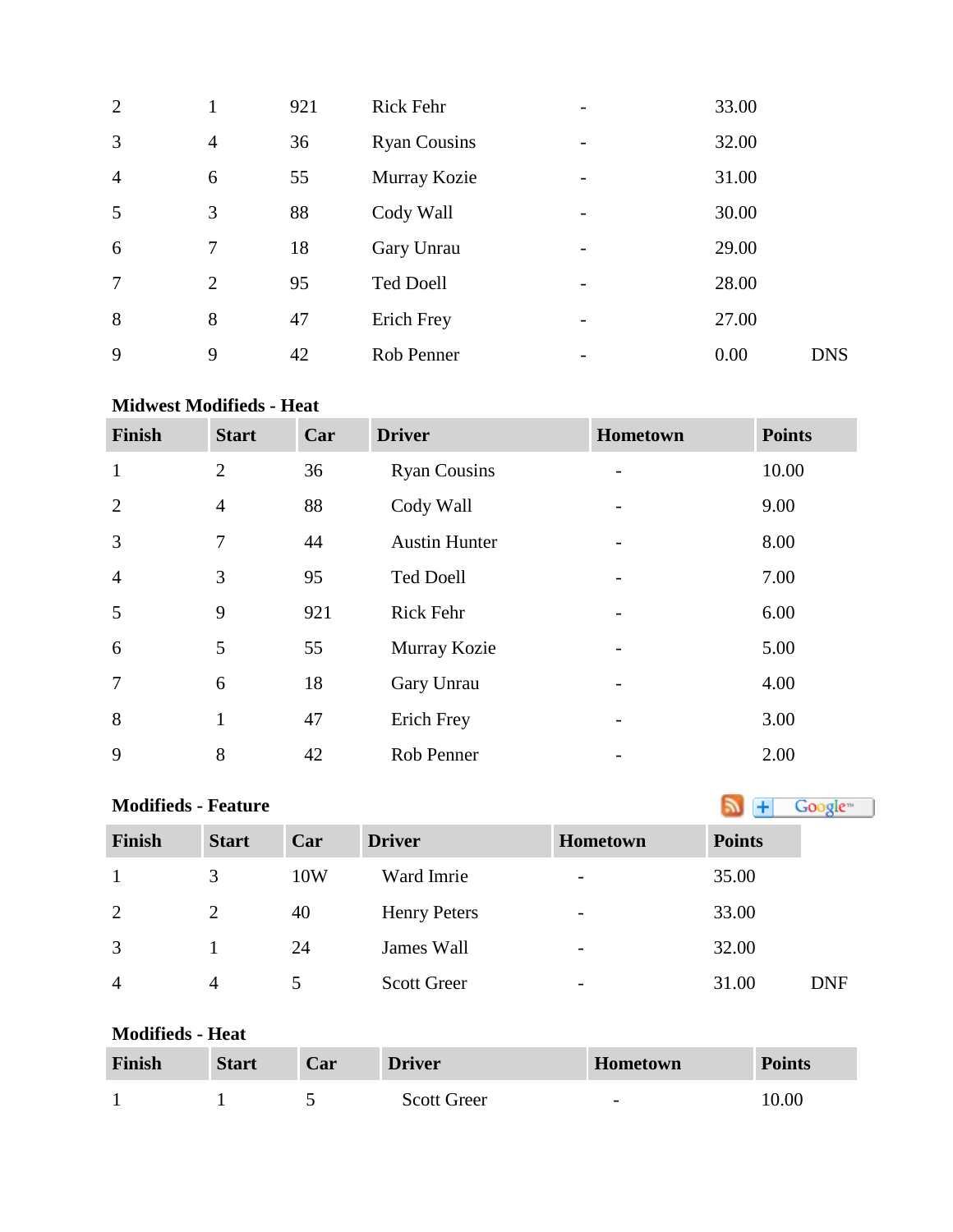| | | | | | | |
|---|---|---|---|---|---|---|
| 2 | 1 | 921 | Rick Fehr | - | 33.00 | |
| 3 | 4 | 36 | Ryan Cousins | - | 32.00 | |
| 4 | 6 | 55 | Murray Kozie | - | 31.00 | |
| 5 | 3 | 88 | Cody Wall | - | 30.00 | |
| 6 | 7 | 18 | Gary Unrau | - | 29.00 | |
| 7 | 2 | 95 | Ted Doell | - | 28.00 | |
| 8 | 8 | 47 | Erich Frey | - | 27.00 | |
| 9 | 9 | 42 | Rob Penner | - | 0.00 | DNS |

**Midwest Modifieds - Heat**

| Finish | Start | Car | Driver | Hometown | Points |
|---|---|---|---|---|---|
| 1 | 2 | 36 | Ryan Cousins | - | 10.00 |
| 2 | 4 | 88 | Cody Wall | - | 9.00 |
| 3 | 7 | 44 | Austin Hunter | - | 8.00 |
| 4 | 3 | 95 | Ted Doell | - | 7.00 |
| 5 | 9 | 921 | Rick Fehr | - | 6.00 |
| 6 | 5 | 55 | Murray Kozie | - | 5.00 |
| 7 | 6 | 18 | Gary Unrau | - | 4.00 |
| 8 | 1 | 47 | Erich Frey | - | 3.00 |
| 9 | 8 | 42 | Rob Penner | - | 2.00 |

**Modifieds - Feature**

| Finish | Start | Car | Driver | Hometown | Points | |
|---|---|---|---|---|---|---|
| 1 | 3 | 10W | Ward Imrie | - | 35.00 | |
| 2 | 2 | 40 | Henry Peters | - | 33.00 | |
| 3 | 1 | 24 | James Wall | - | 32.00 | |
| 4 | 4 | 5 | Scott Greer | - | 31.00 | DNF |

**Modifieds - Heat**

| Finish | Start | Car | Driver | Hometown | Points |
|---|---|---|---|---|---|
| 1 | 1 | 5 | Scott Greer | - | 10.00 |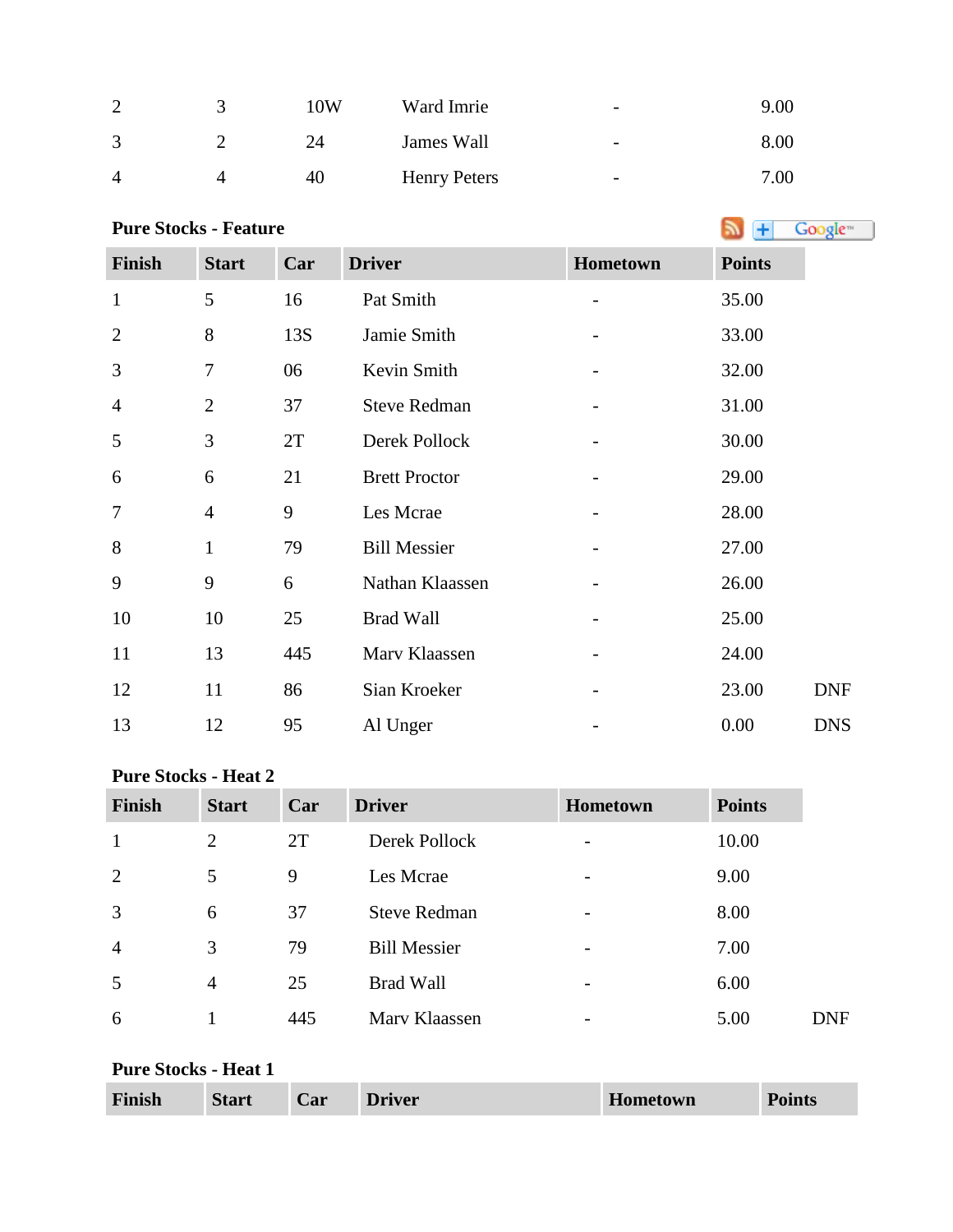| | | | | | |
|---|---|---|---|---|---|
| 2 | 3 | 10W | Ward Imrie | - | 9.00 |
| 3 | 2 | 24 | James Wall | - | 8.00 |
| 4 | 4 | 40 | Henry Peters | - | 7.00 |

**Pure Stocks - Feature**

| Finish | Start | Car | Driver | Hometown | Points | |
|---|---|---|---|---|---|---|
| 1 | 5 | 16 | Pat Smith | - | 35.00 | |
| 2 | 8 | 13S | Jamie Smith | - | 33.00 | |
| 3 | 7 | 06 | Kevin Smith | - | 32.00 | |
| 4 | 2 | 37 | Steve Redman | - | 31.00 | |
| 5 | 3 | 2T | Derek Pollock | - | 30.00 | |
| 6 | 6 | 21 | Brett Proctor | - | 29.00 | |
| 7 | 4 | 9 | Les Mcrae | - | 28.00 | |
| 8 | 1 | 79 | Bill Messier | - | 27.00 | |
| 9 | 9 | 6 | Nathan Klaassen | - | 26.00 | |
| 10 | 10 | 25 | Brad Wall | - | 25.00 | |
| 11 | 13 | 445 | Marv Klaassen | - | 24.00 | |
| 12 | 11 | 86 | Sian Kroeker | - | 23.00 | DNF |
| 13 | 12 | 95 | Al Unger | - | 0.00 | DNS |

**Pure Stocks - Heat 2**

| Finish | Start | Car | Driver | Hometown | Points | |
|---|---|---|---|---|---|---|
| 1 | 2 | 2T | Derek Pollock | - | 10.00 | |
| 2 | 5 | 9 | Les Mcrae | - | 9.00 | |
| 3 | 6 | 37 | Steve Redman | - | 8.00 | |
| 4 | 3 | 79 | Bill Messier | - | 7.00 | |
| 5 | 4 | 25 | Brad Wall | - | 6.00 | |
| 6 | 1 | 445 | Marv Klaassen | - | 5.00 | DNF |

**Pure Stocks - Heat 1**

| Finish | Start | Car | Driver | Hometown | Points |
|---|---|---|---|---|---|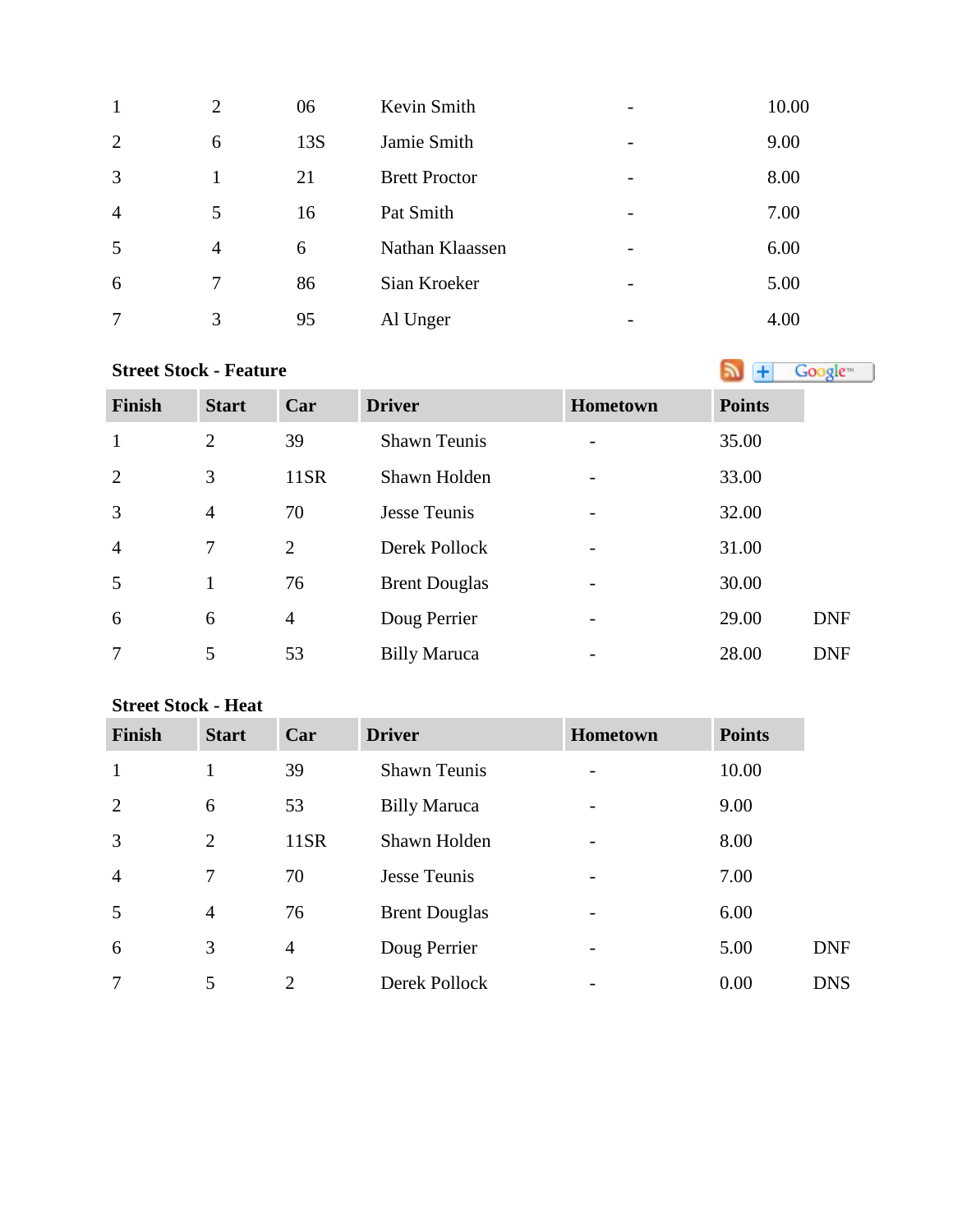| | | | | | | |
|---|---|---|---|---|---|---|
| 1 | 2 | 06 | Kevin Smith | - | 10.00 | |
| 2 | 6 | 13S | Jamie Smith | - | 9.00 | |
| 3 | 1 | 21 | Brett Proctor | - | 8.00 | |
| 4 | 5 | 16 | Pat Smith | - | 7.00 | |
| 5 | 4 | 6 | Nathan Klaassen | - | 6.00 | |
| 6 | 7 | 86 | Sian Kroeker | - | 5.00 | |
| 7 | 3 | 95 | Al Unger | - | 4.00 | |

**Street Stock - Feature**

| Finish | Start | Car | Driver | Hometown | Points | |
|---|---|---|---|---|---|---|
| 1 | 2 | 39 | Shawn Teunis | - | 35.00 | |
| 2 | 3 | 11SR | Shawn Holden | - | 33.00 | |
| 3 | 4 | 70 | Jesse Teunis | - | 32.00 | |
| 4 | 7 | 2 | Derek Pollock | - | 31.00 | |
| 5 | 1 | 76 | Brent Douglas | - | 30.00 | |
| 6 | 6 | 4 | Doug Perrier | - | 29.00 | DNF |
| 7 | 5 | 53 | Billy Maruca | - | 28.00 | DNF |

**Street Stock - Heat**

| Finish | Start | Car | Driver | Hometown | Points | |
|---|---|---|---|---|---|---|
| 1 | 1 | 39 | Shawn Teunis | - | 10.00 | |
| 2 | 6 | 53 | Billy Maruca | - | 9.00 | |
| 3 | 2 | 11SR | Shawn Holden | - | 8.00 | |
| 4 | 7 | 70 | Jesse Teunis | - | 7.00 | |
| 5 | 4 | 76 | Brent Douglas | - | 6.00 | |
| 6 | 3 | 4 | Doug Perrier | - | 5.00 | DNF |
| 7 | 5 | 2 | Derek Pollock | - | 0.00 | DNS |